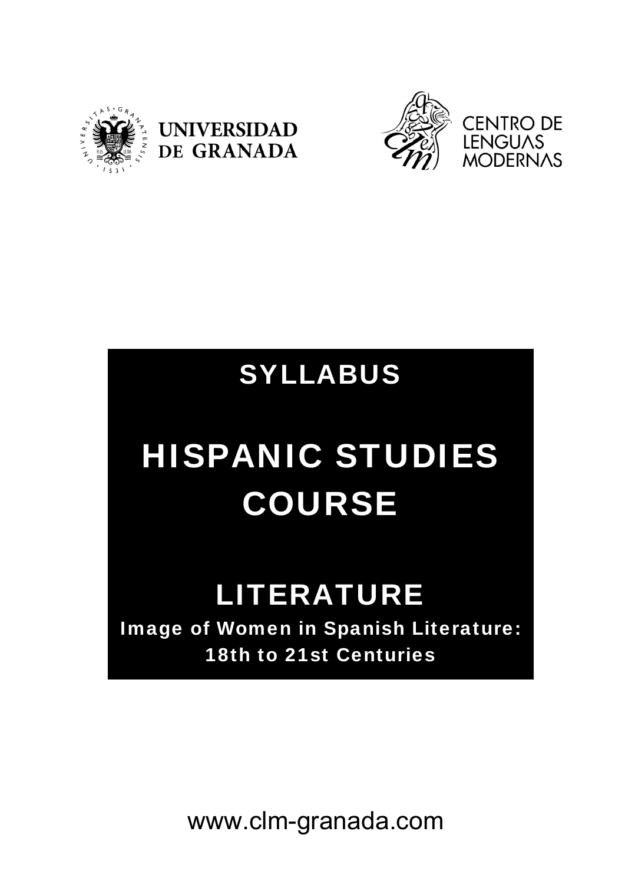UNIVERSIDAD DE GRANADA

CENTRO DE LENGUAS MODERNAS

# SYLLABUS

# HISPANIC STUDIES COURSE

## LITERATURE

### Image of Women in Spanish Literature: 18th to 21st Centuries

www.clm-granada.com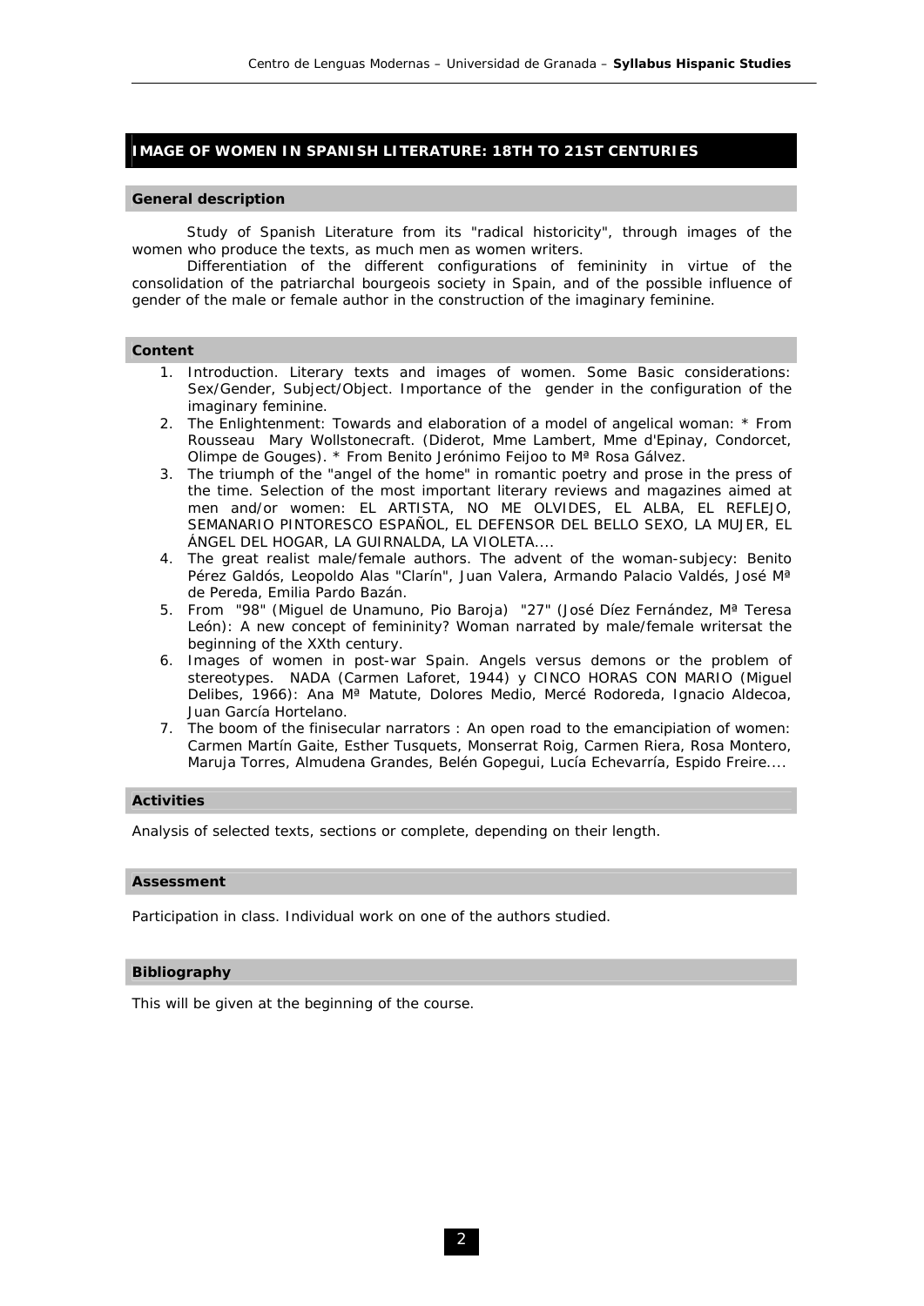## IMAGE OF WOMEN IN SPANISH LITERATURE: 18TH TO 21ST CENTURIES

### General description

Study of Spanish Literature from its "radical historicity", through images of the women who produce the texts, as much men as women writers.

Differentiation of the different configurations of femininity in virtue of the consolidation of the patriarchal bourgeois society in Spain, and of the possible influence of gender of the male or female author in the construction of the imaginary feminine.

### Content

1. Introduction. Literary texts and images of women. Some Basic considerations: Sex/Gender, Subject/Object. Importance of the gender in the configuration of the imaginary feminine.
2. The Enlightenment: Towards and elaboration of a model of angelical woman: * From Rousseau Mary Wollstonecraft. (Diderot, Mme Lambert, Mme d'Epinay, Condorcet, Olimpe de Gouges). * From Benito Jerónimo Feijoo to Mª Rosa Gálvez.
3. The triumph of the "angel of the home" in romantic poetry and prose in the press of the time. Selection of the most important literary reviews and magazines aimed at men and/or women: EL ARTISTA, NO ME OLVIDES, EL ALBA, EL REFLEJO, SEMANARIO PINTORESCO ESPAÑOL, EL DEFENSOR DEL BELLO SEXO, LA MUJER, EL ÁNGEL DEL HOGAR, LA GUIRNALDA, LA VIOLETA....
4. The great realist male/female authors. The advent of the woman-subjecy: Benito Pérez Galdós, Leopoldo Alas "Clarín", Juan Valera, Armando Palacio Valdés, José Mª de Pereda, Emilia Pardo Bazán.
5. From "98" (Miguel de Unamuno, Pio Baroja) "27" (José Díez Fernández, Mª Teresa León): A new concept of femininity? Woman narrated by male/female writersat the beginning of the XXth century.
6. Images of women in post-war Spain. Angels versus demons or the problem of stereotypes. NADA (Carmen Laforet, 1944) y CINCO HORAS CON MARIO (Miguel Delibes, 1966): Ana Mª Matute, Dolores Medio, Mercé Rodoreda, Ignacio Aldecoa, Juan García Hortelano.
7. The boom of the finisecular narrators : An open road to the emancipiation of women: Carmen Martín Gaite, Esther Tusquets, Monserrat Roig, Carmen Riera, Rosa Montero, Maruja Torres, Almudena Grandes, Belén Gopegui, Lucía Echevarría, Espido Freire....

### Activities

Analysis of selected texts, sections or complete, depending on their length.

### Assessment

Participation in class. Individual work on one of the authors studied.

### Bibliography

This will be given at the beginning of the course.